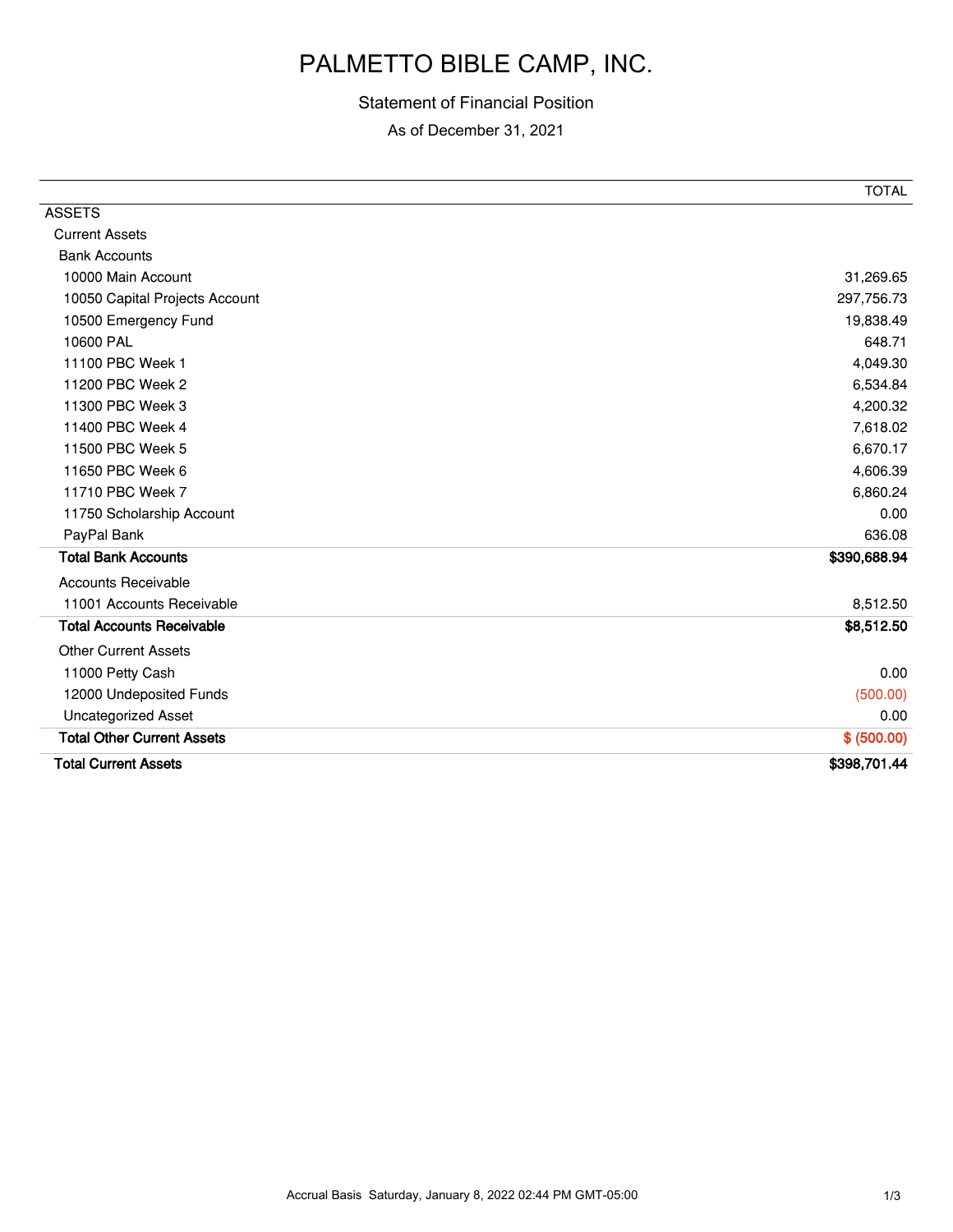# PALMETTO BIBLE CAMP, INC.

Statement of Financial Position

As of December 31, 2021

| | TOTAL |
|---|---|
| ASSETS | |
| Current Assets | |
| Bank Accounts | |
| 10000 Main Account | 31,269.65 |
| 10050 Capital Projects Account | 297,756.73 |
| 10500 Emergency Fund | 19,838.49 |
| 10600 PAL | 648.71 |
| 11100 PBC Week 1 | 4,049.30 |
| 11200 PBC Week 2 | 6,534.84 |
| 11300 PBC Week 3 | 4,200.32 |
| 11400 PBC Week 4 | 7,618.02 |
| 11500 PBC Week 5 | 6,670.17 |
| 11650 PBC Week 6 | 4,606.39 |
| 11710 PBC Week 7 | 6,860.24 |
| 11750 Scholarship Account | 0.00 |
| PayPal Bank | 636.08 |
| **Total Bank Accounts** | **$390,688.94** |
| Accounts Receivable | |
| 11001 Accounts Receivable | 8,512.50 |
| **Total Accounts Receivable** | **$8,512.50** |
| Other Current Assets | |
| 11000 Petty Cash | 0.00 |
| 12000 Undeposited Funds | (500.00) |
| Uncategorized Asset | 0.00 |
| **Total Other Current Assets** | **$ (500.00)** |
| **Total Current Assets** | **$398,701.44** |

Accrual Basis Saturday, January 8, 2022 02:44 PM GMT-05:00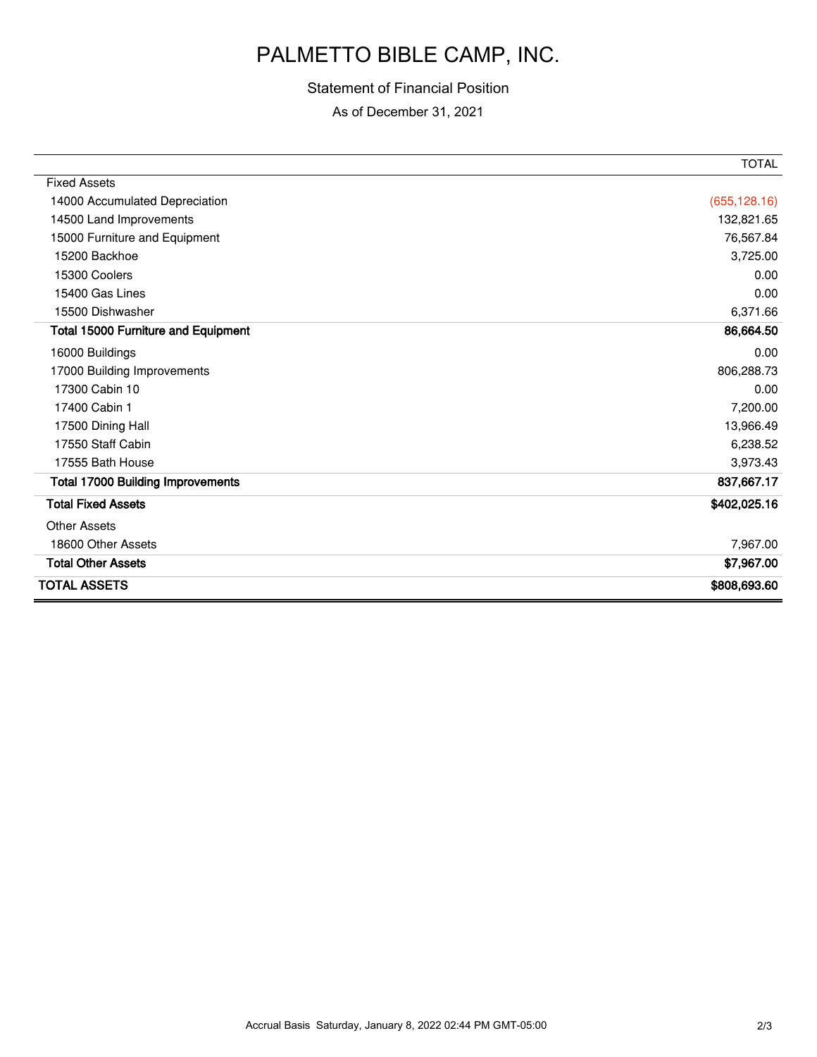# PALMETTO BIBLE CAMP, INC.

Statement of Financial Position

As of December 31, 2021

| | TOTAL |
|---|---|
| Fixed Assets | |
| 14000 Accumulated Depreciation | (655,128.16) |
| 14500 Land Improvements | 132,821.65 |
| 15000 Furniture and Equipment | 76,567.84 |
| 15200 Backhoe | 3,725.00 |
| 15300 Coolers | 0.00 |
| 15400 Gas Lines | 0.00 |
| 15500 Dishwasher | 6,371.66 |
| **Total 15000 Furniture and Equipment** | **86,664.50** |
| 16000 Buildings | 0.00 |
| 17000 Building Improvements | 806,288.73 |
| 17300 Cabin 10 | 0.00 |
| 17400 Cabin 1 | 7,200.00 |
| 17500 Dining Hall | 13,966.49 |
| 17550 Staff Cabin | 6,238.52 |
| 17555 Bath House | 3,973.43 |
| **Total 17000 Building Improvements** | **837,667.17** |
| **Total Fixed Assets** | **$402,025.16** |
| Other Assets | |
| 18600 Other Assets | 7,967.00 |
| **Total Other Assets** | **$7,967.00** |
| **TOTAL ASSETS** | **$808,693.60** |

Accrual Basis Saturday, January 8, 2022 02:44 PM GMT-05:00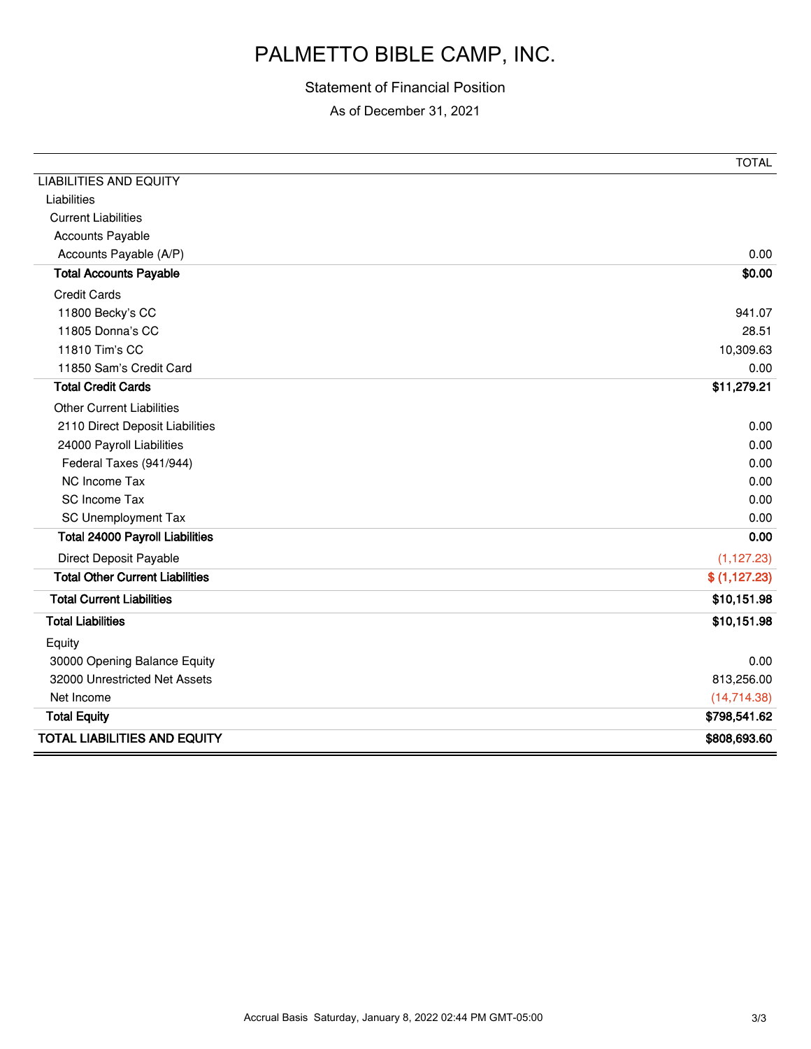# PALMETTO BIBLE CAMP, INC.

Statement of Financial Position

As of December 31, 2021

| | TOTAL |
|---|---|
| LIABILITIES AND EQUITY | |
| Liabilities | |
| Current Liabilities | |
| Accounts Payable | |
| Accounts Payable (A/P) | 0.00 |
| **Total Accounts Payable** | **$0.00** |
| Credit Cards | |
| 11800 Becky's CC | 941.07 |
| 11805 Donna's CC | 28.51 |
| 11810 Tim's CC | 10,309.63 |
| 11850 Sam's Credit Card | 0.00 |
| **Total Credit Cards** | **$11,279.21** |
| Other Current Liabilities | |
| 2110 Direct Deposit Liabilities | 0.00 |
| 24000 Payroll Liabilities | 0.00 |
| Federal Taxes (941/944) | 0.00 |
| NC Income Tax | 0.00 |
| SC Income Tax | 0.00 |
| SC Unemployment Tax | 0.00 |
| **Total 24000 Payroll Liabilities** | **0.00** |
| Direct Deposit Payable | (1,127.23) |
| **Total Other Current Liabilities** | **$ (1,127.23)** |
| **Total Current Liabilities** | **$10,151.98** |
| **Total Liabilities** | **$10,151.98** |
| Equity | |
| 30000 Opening Balance Equity | 0.00 |
| 32000 Unrestricted Net Assets | 813,256.00 |
| Net Income | (14,714.38) |
| **Total Equity** | **$798,541.62** |
| **TOTAL LIABILITIES AND EQUITY** | **$808,693.60** |

Accrual Basis Saturday, January 8, 2022 02:44 PM GMT-05:00